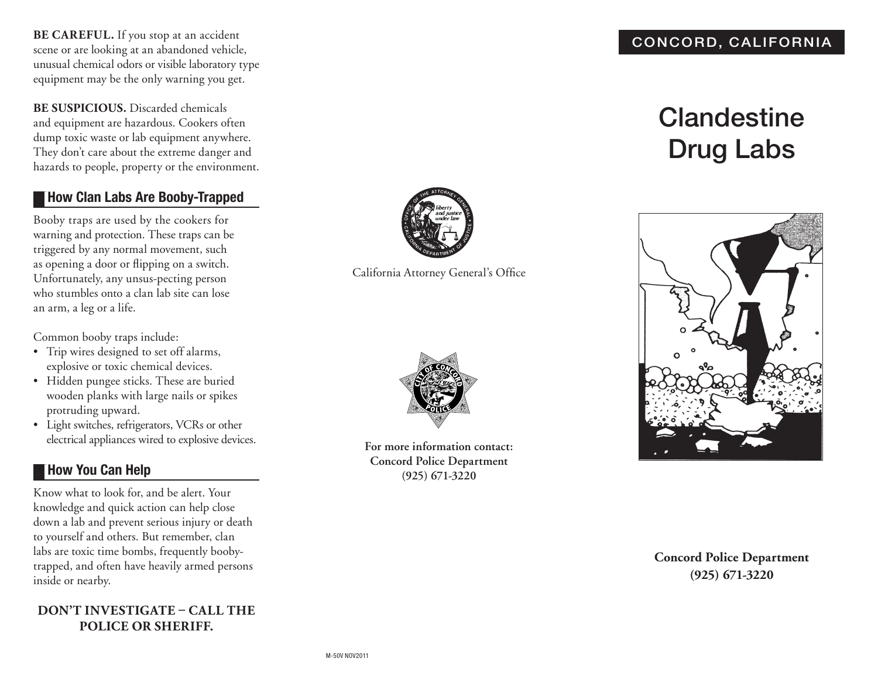**BE CAREFUL.** If you stop at an accident scene or are looking at an abandoned vehicle, unusual chemical odors or visible laboratory type equipment may be the only warning you get.

**BE SUSPICIOUS.** Discarded chemicals and equipment are hazardous. Cookers often dump toxic waste or lab equipment anywhere. They don't care about the extreme danger and hazards to people, property or the environment.

## How Clan Labs Are Booby-Trapped

Booby traps are used by the cookers for warning and protection. These traps can be triggered by any normal movement, such as opening a door or flipping on a switch. Unfortunately, any unsus-pecting person who stumbles onto a clan lab site can lose an arm, a leg or a life.

Common booby traps include:

- Trip wires designed to set off alarms, explosive or toxic chemical devices.
- Hidden pungee sticks. These are buried wooden planks with large nails or spikes protruding upward.
- Light switches, refrigerators, VCRs or other electrical appliances wired to explosive devices.

## How You Can Help

Know what to look for, and be alert. Your knowledge and quick action can help close down a lab and prevent serious injury or death to yourself and others. But remember, clan labs are toxic time bombs, frequently booby-trapped, and often have heavily armed persons inside or nearby.

**DON'T INVESTIGATE – CALL THE POLICE OR SHERIFF.**

California Attorney General's Office

**For more information contact:**
**Concord Police Department**
**(925) 671-3220**

M-50V NOV2011

CONCORD, CALIFORNIA

# Clandestine Drug Labs

**Concord Police Department**
**(925) 671-3220**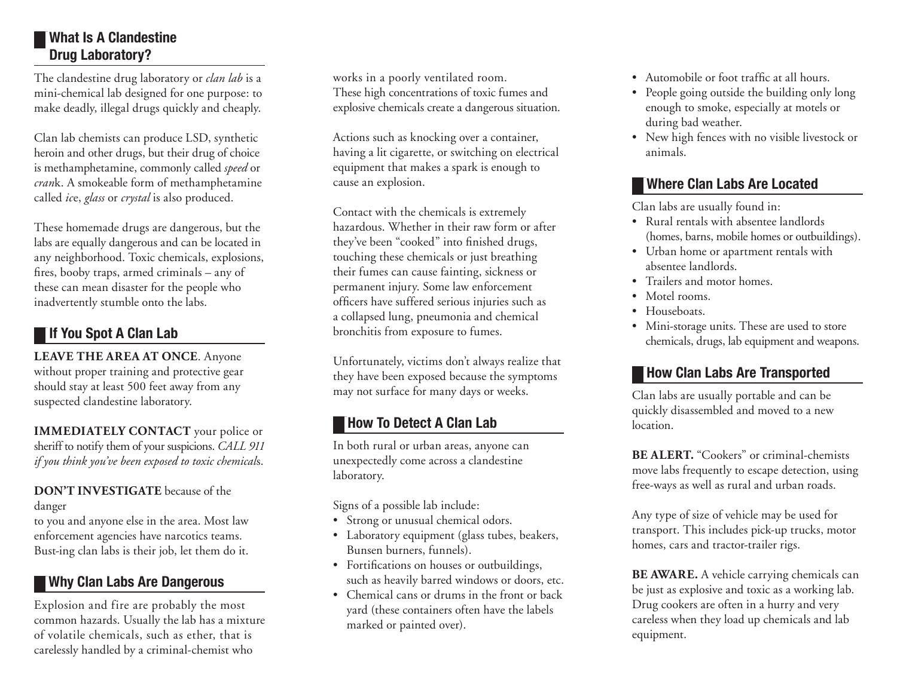## What Is A Clandestine Drug Laboratory?

The clandestine drug laboratory or *clan lab* is a mini-chemical lab designed for one purpose: to make deadly, illegal drugs quickly and cheaply.

Clan lab chemists can produce LSD, synthetic heroin and other drugs, but their drug of choice is methamphetamine, commonly called *speed* or *cran*k. A smokeable form of methamphetamine called *ic*e, *glass* or *crystal* is also produced.

These homemade drugs are dangerous, but the labs are equally dangerous and can be located in any neighborhood. Toxic chemicals, explosions, fires, booby traps, armed criminals – any of these can mean disaster for the people who inadvertently stumble onto the labs.

## If You Spot A Clan Lab

**LEAVE THE AREA AT ONCE**. Anyone without proper training and protective gear should stay at least 500 feet away from any suspected clandestine laboratory.

**IMMEDIATELY CONTACT** your police or sheriff to notify them of your suspicions. *CALL 911 if you think you've been exposed to toxic chemical*s.

**DON'T INVESTIGATE** because of the danger
to you and anyone else in the area. Most law enforcement agencies have narcotics teams. Bust-ing clan labs is their job, let them do it.

## Why Clan Labs Are Dangerous

Explosion and fire are probably the most common hazards. Usually the lab has a mixture of volatile chemicals, such as ether, that is carelessly handled by a criminal-chemist who works in a poorly ventilated room.
These high concentrations of toxic fumes and explosive chemicals create a dangerous situation.

Actions such as knocking over a container, having a lit cigarette, or switching on electrical equipment that makes a spark is enough to cause an explosion.

Contact with the chemicals is extremely hazardous. Whether in their raw form or after they've been "cooked" into finished drugs, touching these chemicals or just breathing their fumes can cause fainting, sickness or permanent injury. Some law enforcement officers have suffered serious injuries such as a collapsed lung, pneumonia and chemical bronchitis from exposure to fumes.

Unfortunately, victims don't always realize that they have been exposed because the symptoms may not surface for many days or weeks.

## How To Detect A Clan Lab

In both rural or urban areas, anyone can unexpectedly come across a clandestine laboratory.

Signs of a possible lab include:

- Strong or unusual chemical odors.
- Laboratory equipment (glass tubes, beakers, Bunsen burners, funnels).
- Fortifications on houses or outbuildings, such as heavily barred windows or doors, etc.
- Chemical cans or drums in the front or back yard (these containers often have the labels marked or painted over).
- Automobile or foot traffic at all hours.
- People going outside the building only long enough to smoke, especially at motels or during bad weather.
- New high fences with no visible livestock or animals.

## Where Clan Labs Are Located

Clan labs are usually found in:

- Rural rentals with absentee landlords (homes, barns, mobile homes or outbuildings).
- Urban home or apartment rentals with absentee landlords.
- Trailers and motor homes.
- Motel rooms.
- Houseboats.
- Mini-storage units. These are used to store chemicals, drugs, lab equipment and weapons.

## How Clan Labs Are Transported

Clan labs are usually portable and can be quickly disassembled and moved to a new location.

**BE ALERT.** "Cookers" or criminal-chemists move labs frequently to escape detection, using free-ways as well as rural and urban roads.

Any type of size of vehicle may be used for transport. This includes pick-up trucks, motor homes, cars and tractor-trailer rigs.

**BE AWARE.** A vehicle carrying chemicals can be just as explosive and toxic as a working lab. Drug cookers are often in a hurry and very careless when they load up chemicals and lab equipment.